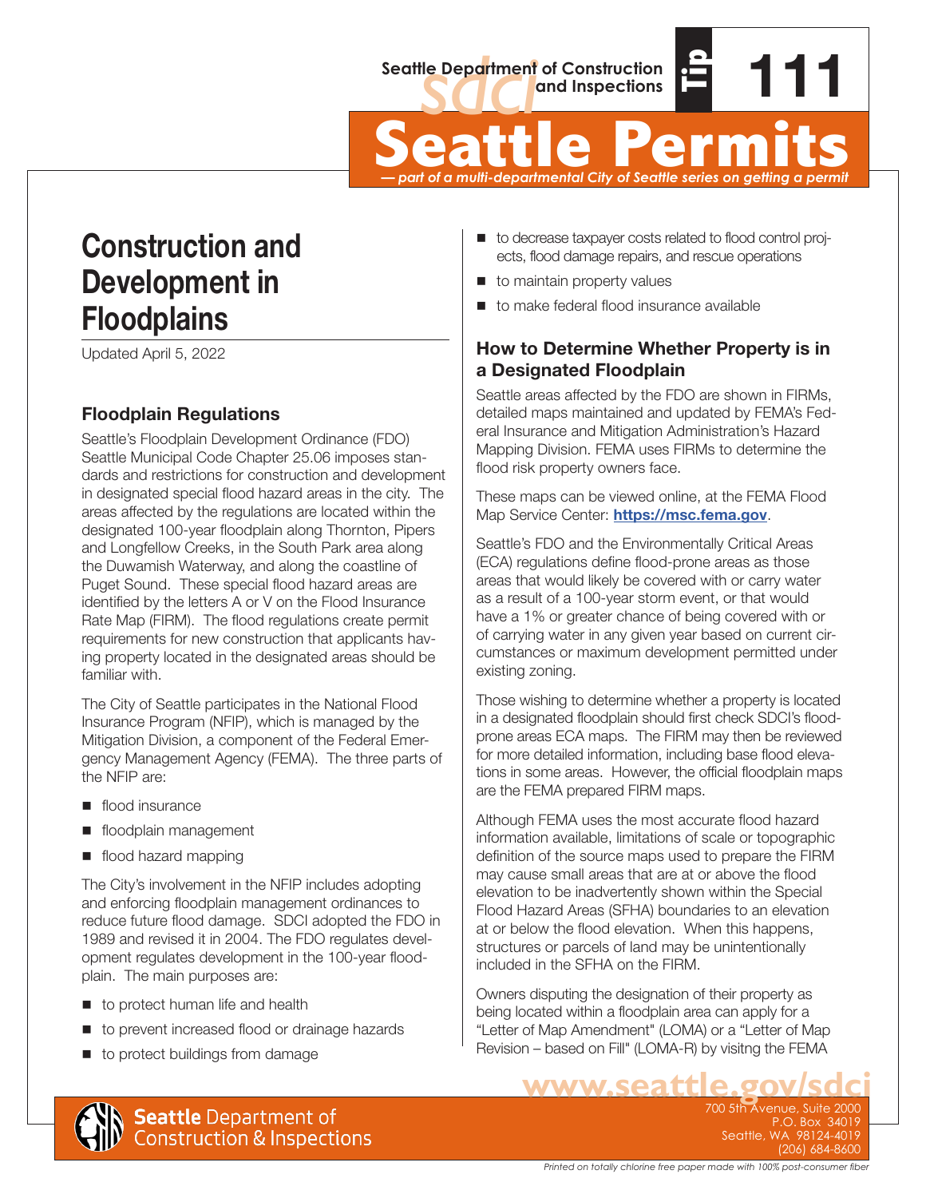Seattle Department of Construction and Inspections

Tip 111

# Seattle Permits

*— part of a multi-departmental City of Seattle series on getting a permit*

# Construction and Development in Floodplains

Updated April 5, 2022

## Floodplain Regulations

Seattle's Floodplain Development Ordinance (FDO) Seattle Municipal Code Chapter 25.06 imposes standards and restrictions for construction and development in designated special flood hazard areas in the city. The areas affected by the regulations are located within the designated 100-year floodplain along Thornton, Pipers and Longfellow Creeks, in the South Park area along the Duwamish Waterway, and along the coastline of Puget Sound. These special flood hazard areas are identified by the letters A or V on the Flood Insurance Rate Map (FIRM). The flood regulations create permit requirements for new construction that applicants having property located in the designated areas should be familiar with.

The City of Seattle participates in the National Flood Insurance Program (NFIP), which is managed by the Mitigation Division, a component of the Federal Emergency Management Agency (FEMA). The three parts of the NFIP are:

- flood insurance
- floodplain management
- flood hazard mapping

The City's involvement in the NFIP includes adopting and enforcing floodplain management ordinances to reduce future flood damage. SDCI adopted the FDO in 1989 and revised it in 2004. The FDO regulates development regulates development in the 100-year floodplain. The main purposes are:

- to protect human life and health
- to prevent increased flood or drainage hazards
- to protect buildings from damage
- to decrease taxpayer costs related to flood control projects, flood damage repairs, and rescue operations
- to maintain property values
- to make federal flood insurance available

## How to Determine Whether Property is in a Designated Floodplain

Seattle areas affected by the FDO are shown in FIRMs, detailed maps maintained and updated by FEMA's Federal Insurance and Mitigation Administration's Hazard Mapping Division. FEMA uses FIRMs to determine the flood risk property owners face.

These maps can be viewed online, at the FEMA Flood Map Service Center: **https://msc.fema.gov**.

Seattle's FDO and the Environmentally Critical Areas (ECA) regulations define flood-prone areas as those areas that would likely be covered with or carry water as a result of a 100-year storm event, or that would have a 1% or greater chance of being covered with or of carrying water in any given year based on current circumstances or maximum development permitted under existing zoning.

Those wishing to determine whether a property is located in a designated floodplain should first check SDCI's flood-prone areas ECA maps. The FIRM may then be reviewed for more detailed information, including base flood elevations in some areas. However, the official floodplain maps are the FEMA prepared FIRM maps.

Although FEMA uses the most accurate flood hazard information available, limitations of scale or topographic definition of the source maps used to prepare the FIRM may cause small areas that are at or above the flood elevation to be inadvertently shown within the Special Flood Hazard Areas (SFHA) boundaries to an elevation at or below the flood elevation. When this happens, structures or parcels of land may be unintentionally included in the SFHA on the FIRM.

Owners disputing the designation of their property as being located within a floodplain area can apply for a "Letter of Map Amendment" (LOMA) or a "Letter of Map Revision – based on Fill" (LOMA-R) by visitng the FEMA

www.seattle.gov/sdci

Seattle Department of Construction & Inspections

700 5th Avenue, Suite 2000
P.O. Box 34019
Seattle, WA 98124-4019
(206) 684-8600

*Printed on totally chlorine free paper made with 100% post-consumer fiber*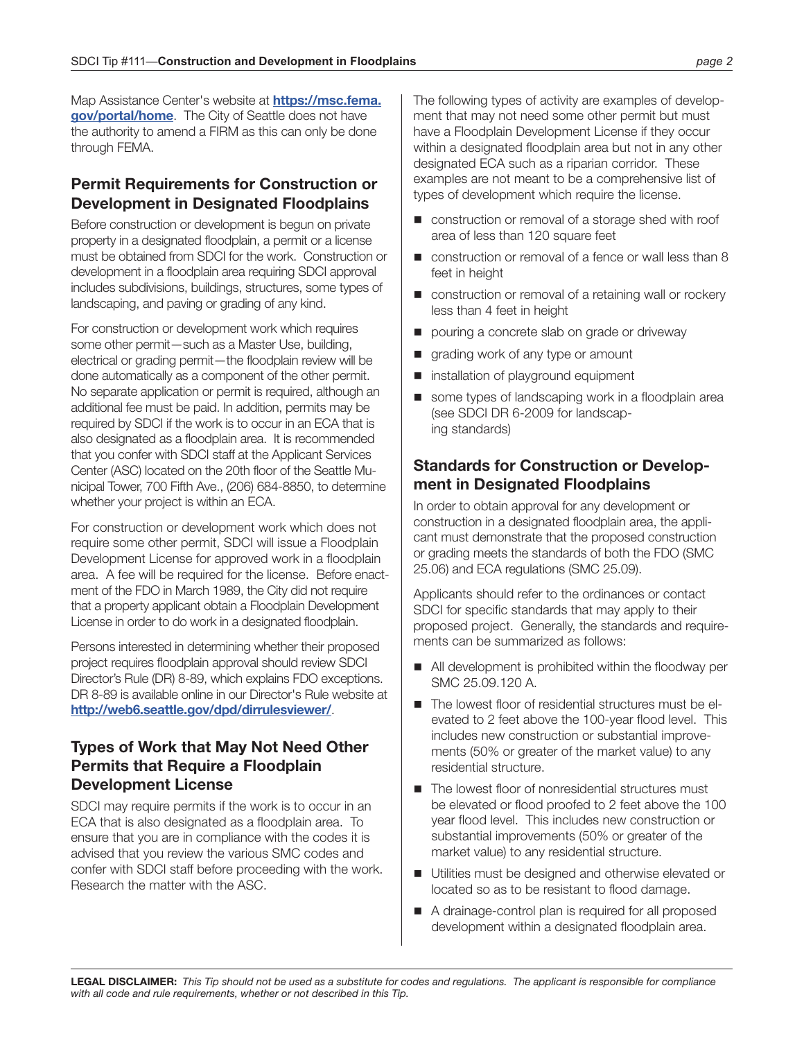Map Assistance Center's website at **https://msc.fema.gov/portal/home**. The City of Seattle does not have the authority to amend a FIRM as this can only be done through FEMA.

## Permit Requirements for Construction or Development in Designated Floodplains

Before construction or development is begun on private property in a designated floodplain, a permit or a license must be obtained from SDCI for the work. Construction or development in a floodplain area requiring SDCI approval includes subdivisions, buildings, structures, some types of landscaping, and paving or grading of any kind.

For construction or development work which requires some other permit—such as a Master Use, building, electrical or grading permit—the floodplain review will be done automatically as a component of the other permit. No separate application or permit is required, although an additional fee must be paid. In addition, permits may be required by SDCI if the work is to occur in an ECA that is also designated as a floodplain area. It is recommended that you confer with SDCI staff at the Applicant Services Center (ASC) located on the 20th floor of the Seattle Municipal Tower, 700 Fifth Ave., (206) 684-8850, to determine whether your project is within an ECA.

For construction or development work which does not require some other permit, SDCI will issue a Floodplain Development License for approved work in a floodplain area. A fee will be required for the license. Before enactment of the FDO in March 1989, the City did not require that a property applicant obtain a Floodplain Development License in order to do work in a designated floodplain.

Persons interested in determining whether their proposed project requires floodplain approval should review SDCI Director's Rule (DR) 8-89, which explains FDO exceptions. DR 8-89 is available online in our Director's Rule website at **http://web6.seattle.gov/dpd/dirrulesviewer/**.

## Types of Work that May Not Need Other Permits that Require a Floodplain Development License

SDCI may require permits if the work is to occur in an ECA that is also designated as a floodplain area. To ensure that you are in compliance with the codes it is advised that you review the various SMC codes and confer with SDCI staff before proceeding with the work. Research the matter with the ASC.

The following types of activity are examples of development that may not need some other permit but must have a Floodplain Development License if they occur within a designated floodplain area but not in any other designated ECA such as a riparian corridor. These examples are not meant to be a comprehensive list of types of development which require the license.

- construction or removal of a storage shed with roof area of less than 120 square feet
- construction or removal of a fence or wall less than 8 feet in height
- construction or removal of a retaining wall or rockery less than 4 feet in height
- pouring a concrete slab on grade or driveway
- grading work of any type or amount
- installation of playground equipment
- some types of landscaping work in a floodplain area (see SDCI DR 6-2009 for landscaping standards)

## Standards for Construction or Development in Designated Floodplains

In order to obtain approval for any development or construction in a designated floodplain area, the applicant must demonstrate that the proposed construction or grading meets the standards of both the FDO (SMC 25.06) and ECA regulations (SMC 25.09).

Applicants should refer to the ordinances or contact SDCI for specific standards that may apply to their proposed project. Generally, the standards and requirements can be summarized as follows:

- All development is prohibited within the floodway per SMC 25.09.120 A.
- The lowest floor of residential structures must be elevated to 2 feet above the 100-year flood level. This includes new construction or substantial improvements (50% or greater of the market value) to any residential structure.
- The lowest floor of nonresidential structures must be elevated or flood proofed to 2 feet above the 100 year flood level. This includes new construction or substantial improvements (50% or greater of the market value) to any residential structure.
- Utilities must be designed and otherwise elevated or located so as to be resistant to flood damage.
- A drainage-control plan is required for all proposed development within a designated floodplain area.

**LEGAL DISCLAIMER:** *This Tip should not be used as a substitute for codes and regulations. The applicant is responsible for compliance with all code and rule requirements, whether or not described in this Tip.*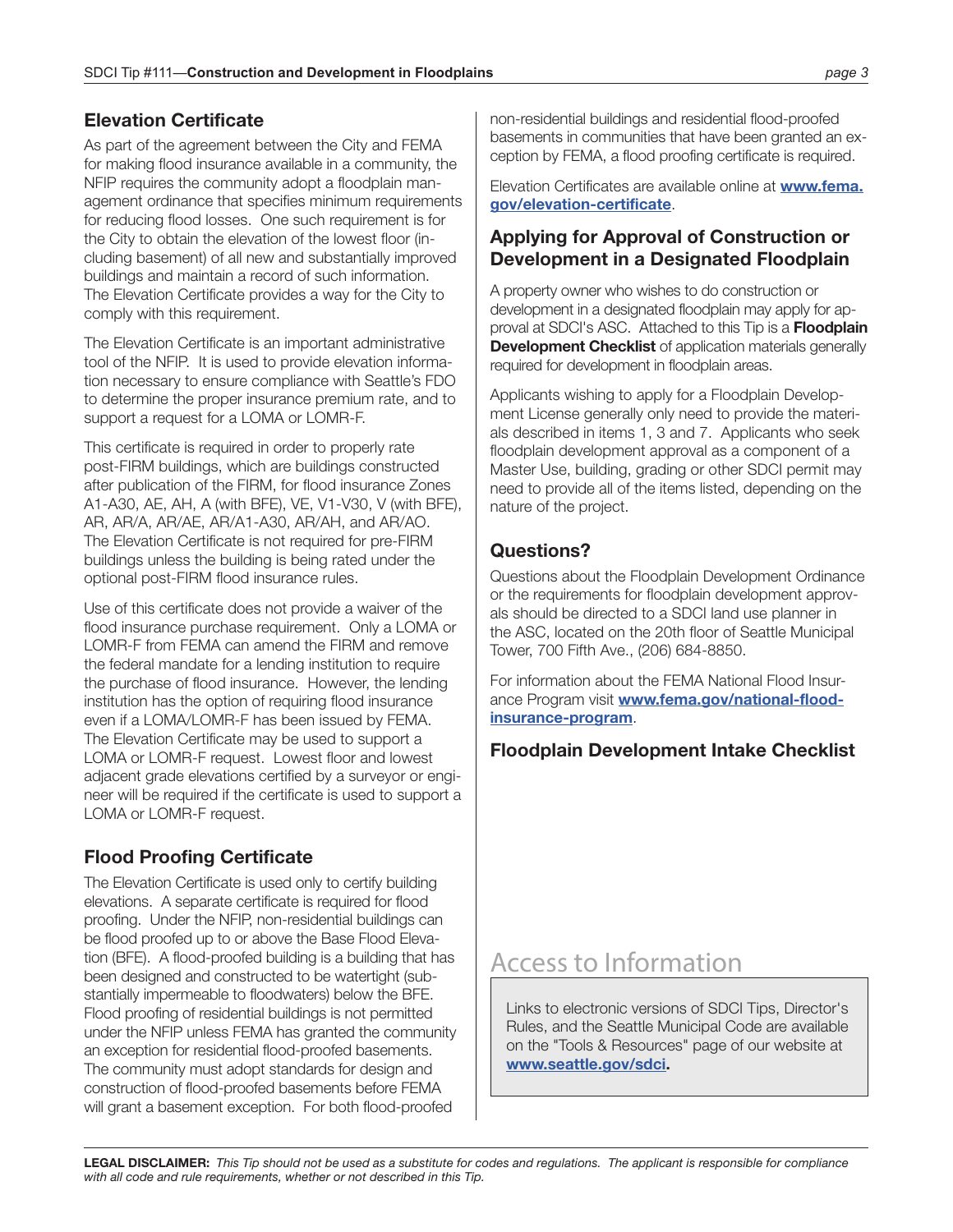## Elevation Certificate

As part of the agreement between the City and FEMA for making flood insurance available in a community, the NFIP requires the community adopt a floodplain management ordinance that specifies minimum requirements for reducing flood losses. One such requirement is for the City to obtain the elevation of the lowest floor (including basement) of all new and substantially improved buildings and maintain a record of such information. The Elevation Certificate provides a way for the City to comply with this requirement.

The Elevation Certificate is an important administrative tool of the NFIP. It is used to provide elevation information necessary to ensure compliance with Seattle's FDO to determine the proper insurance premium rate, and to support a request for a LOMA or LOMR-F.

This certificate is required in order to properly rate post-FIRM buildings, which are buildings constructed after publication of the FIRM, for flood insurance Zones A1-A30, AE, AH, A (with BFE), VE, V1-V30, V (with BFE), AR, AR/A, AR/AE, AR/A1-A30, AR/AH, and AR/AO. The Elevation Certificate is not required for pre-FIRM buildings unless the building is being rated under the optional post-FIRM flood insurance rules.

Use of this certificate does not provide a waiver of the flood insurance purchase requirement. Only a LOMA or LOMR-F from FEMA can amend the FIRM and remove the federal mandate for a lending institution to require the purchase of flood insurance. However, the lending institution has the option of requiring flood insurance even if a LOMA/LOMR-F has been issued by FEMA. The Elevation Certificate may be used to support a LOMA or LOMR-F request. Lowest floor and lowest adjacent grade elevations certified by a surveyor or engineer will be required if the certificate is used to support a LOMA or LOMR-F request.

## Flood Proofing Certificate

The Elevation Certificate is used only to certify building elevations. A separate certificate is required for flood proofing. Under the NFIP, non-residential buildings can be flood proofed up to or above the Base Flood Elevation (BFE). A flood-proofed building is a building that has been designed and constructed to be watertight (substantially impermeable to floodwaters) below the BFE. Flood proofing of residential buildings is not permitted under the NFIP unless FEMA has granted the community an exception for residential flood-proofed basements. The community must adopt standards for design and construction of flood-proofed basements before FEMA will grant a basement exception. For both flood-proofed non-residential buildings and residential flood-proofed basements in communities that have been granted an exception by FEMA, a flood proofing certificate is required.

Elevation Certificates are available online at **www.fema.gov/elevation-certificate**.

## Applying for Approval of Construction or Development in a Designated Floodplain

A property owner who wishes to do construction or development in a designated floodplain may apply for approval at SDCI's ASC. Attached to this Tip is a **Floodplain Development Checklist** of application materials generally required for development in floodplain areas.

Applicants wishing to apply for a Floodplain Development License generally only need to provide the materials described in items 1, 3 and 7. Applicants who seek floodplain development approval as a component of a Master Use, building, grading or other SDCI permit may need to provide all of the items listed, depending on the nature of the project.

## Questions?

Questions about the Floodplain Development Ordinance or the requirements for floodplain development approvals should be directed to a SDCI land use planner in the ASC, located on the 20th floor of Seattle Municipal Tower, 700 Fifth Ave., (206) 684-8850.

For information about the FEMA National Flood Insurance Program visit **www.fema.gov/national-flood-insurance-program**.

## Floodplain Development Intake Checklist

## Access to Information

Links to electronic versions of SDCI Tips, Director's Rules, and the Seattle Municipal Code are available on the "Tools & Resources" page of our website at **www.seattle.gov/sdci.**

**LEGAL DISCLAIMER:** *This Tip should not be used as a substitute for codes and regulations. The applicant is responsible for compliance with all code and rule requirements, whether or not described in this Tip.*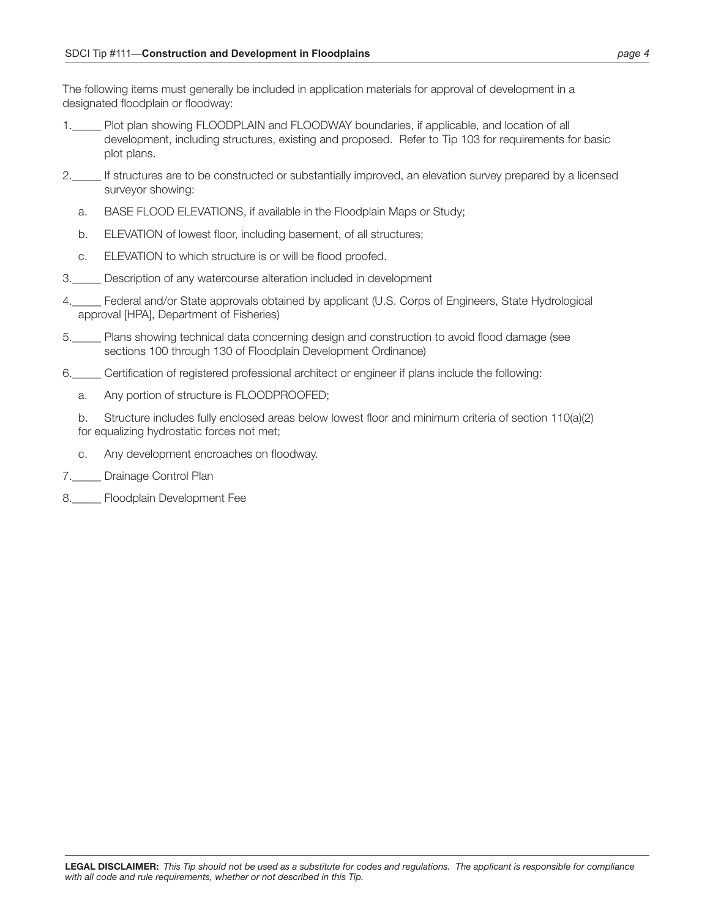The following items must generally be included in application materials for approval of development in a designated floodplain or floodway:

1.\_\_\_\_\_ Plot plan showing FLOODPLAIN and FLOODWAY boundaries, if applicable, and location of all development, including structures, existing and proposed. Refer to Tip 103 for requirements for basic plot plans.

2.\_\_\_\_\_ If structures are to be constructed or substantially improved, an elevation survey prepared by a licensed surveyor showing:

   a. BASE FLOOD ELEVATIONS, if available in the Floodplain Maps or Study;

   b. ELEVATION of lowest floor, including basement, of all structures;

   c. ELEVATION to which structure is or will be flood proofed.

3.\_\_\_\_\_ Description of any watercourse alteration included in development

4.\_\_\_\_\_ Federal and/or State approvals obtained by applicant (U.S. Corps of Engineers, State Hydrological approval [HPA], Department of Fisheries)

5.\_\_\_\_\_ Plans showing technical data concerning design and construction to avoid flood damage (see sections 100 through 130 of Floodplain Development Ordinance)

6.\_\_\_\_\_ Certification of registered professional architect or engineer if plans include the following:

   a. Any portion of structure is FLOODPROOFED;

   b. Structure includes fully enclosed areas below lowest floor and minimum criteria of section 110(a)(2) for equalizing hydrostatic forces not met;

   c. Any development encroaches on floodway.

7.\_\_\_\_\_ Drainage Control Plan

8.\_\_\_\_\_ Floodplain Development Fee

**LEGAL DISCLAIMER:** *This Tip should not be used as a substitute for codes and regulations. The applicant is responsible for compliance with all code and rule requirements, whether or not described in this Tip.*